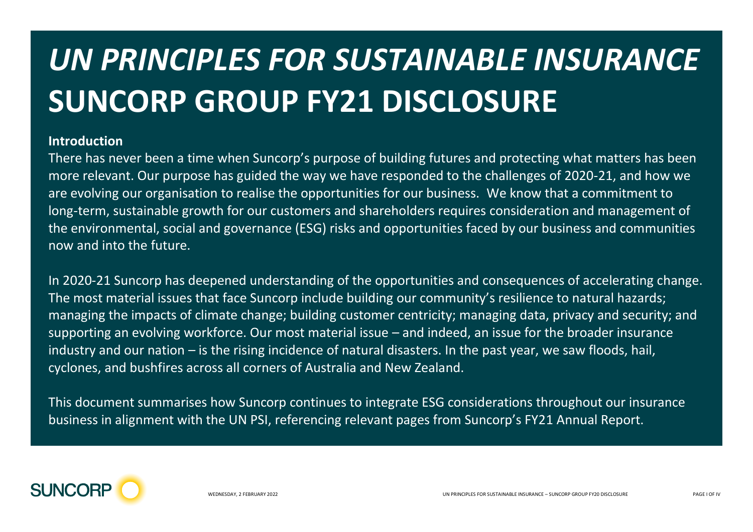# *UN PRINCIPLES FOR SUSTAINABLE INSURANCE*
# SUNCORP GROUP FY21 DISCLOSURE

## Introduction

There has never been a time when Suncorp's purpose of building futures and protecting what matters has been more relevant. Our purpose has guided the way we have responded to the challenges of 2020-21, and how we are evolving our organisation to realise the opportunities for our business. We know that a commitment to long-term, sustainable growth for our customers and shareholders requires consideration and management of the environmental, social and governance (ESG) risks and opportunities faced by our business and communities now and into the future.

In 2020-21 Suncorp has deepened understanding of the opportunities and consequences of accelerating change. The most material issues that face Suncorp include building our community's resilience to natural hazards; managing the impacts of climate change; building customer centricity; managing data, privacy and security; and supporting an evolving workforce. Our most material issue – and indeed, an issue for the broader insurance industry and our nation – is the rising incidence of natural disasters. In the past year, we saw floods, hail, cyclones, and bushfires across all corners of Australia and New Zealand.

This document summarises how Suncorp continues to integrate ESG considerations throughout our insurance business in alignment with the UN PSI, referencing relevant pages from Suncorp's FY21 Annual Report.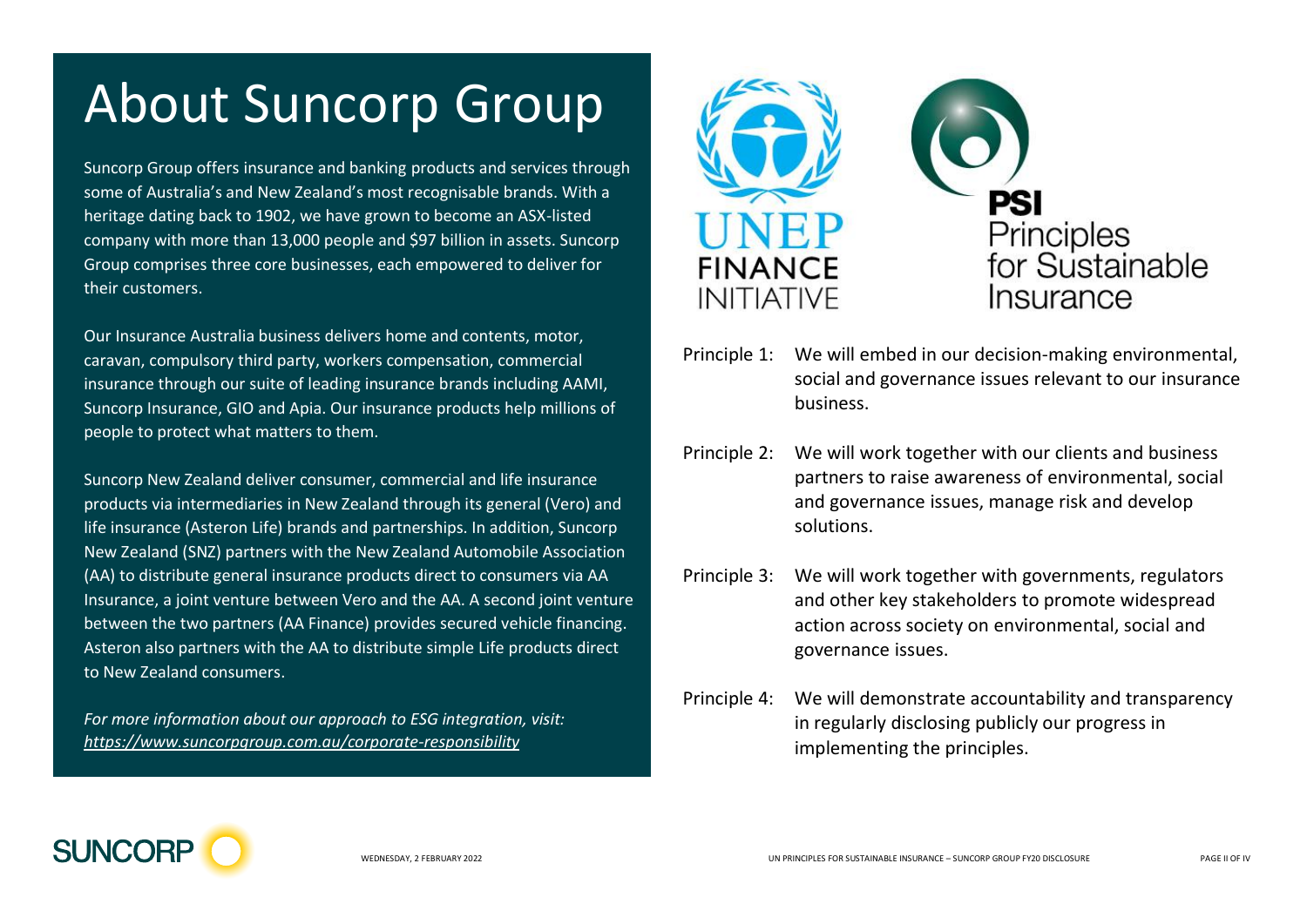# About Suncorp Group

Suncorp Group offers insurance and banking products and services through some of Australia's and New Zealand's most recognisable brands. With a heritage dating back to 1902, we have grown to become an ASX-listed company with more than 13,000 people and $97 billion in assets. Suncorp Group comprises three core businesses, each empowered to deliver for their customers.

Our Insurance Australia business delivers home and contents, motor, caravan, compulsory third party, workers compensation, commercial insurance through our suite of leading insurance brands including AAMI, Suncorp Insurance, GIO and Apia. Our insurance products help millions of people to protect what matters to them.

Suncorp New Zealand deliver consumer, commercial and life insurance products via intermediaries in New Zealand through its general (Vero) and life insurance (Asteron Life) brands and partnerships. In addition, Suncorp New Zealand (SNZ) partners with the New Zealand Automobile Association (AA) to distribute general insurance products direct to consumers via AA Insurance, a joint venture between Vero and the AA. A second joint venture between the two partners (AA Finance) provides secured vehicle financing. Asteron also partners with the AA to distribute simple Life products direct to New Zealand consumers.

*For more information about our approach to ESG integration, visit: https://www.suncorpgroup.com.au/corporate-responsibility*

UNEP FINANCE INITIATIVE

**PSI** Principles for Sustainable Insurance

Principle 1: We will embed in our decision-making environmental, social and governance issues relevant to our insurance business.

Principle 2: We will work together with our clients and business partners to raise awareness of environmental, social and governance issues, manage risk and develop solutions.

Principle 3: We will work together with governments, regulators and other key stakeholders to promote widespread action across society on environmental, social and governance issues.

Principle 4: We will demonstrate accountability and transparency in regularly disclosing publicly our progress in implementing the principles.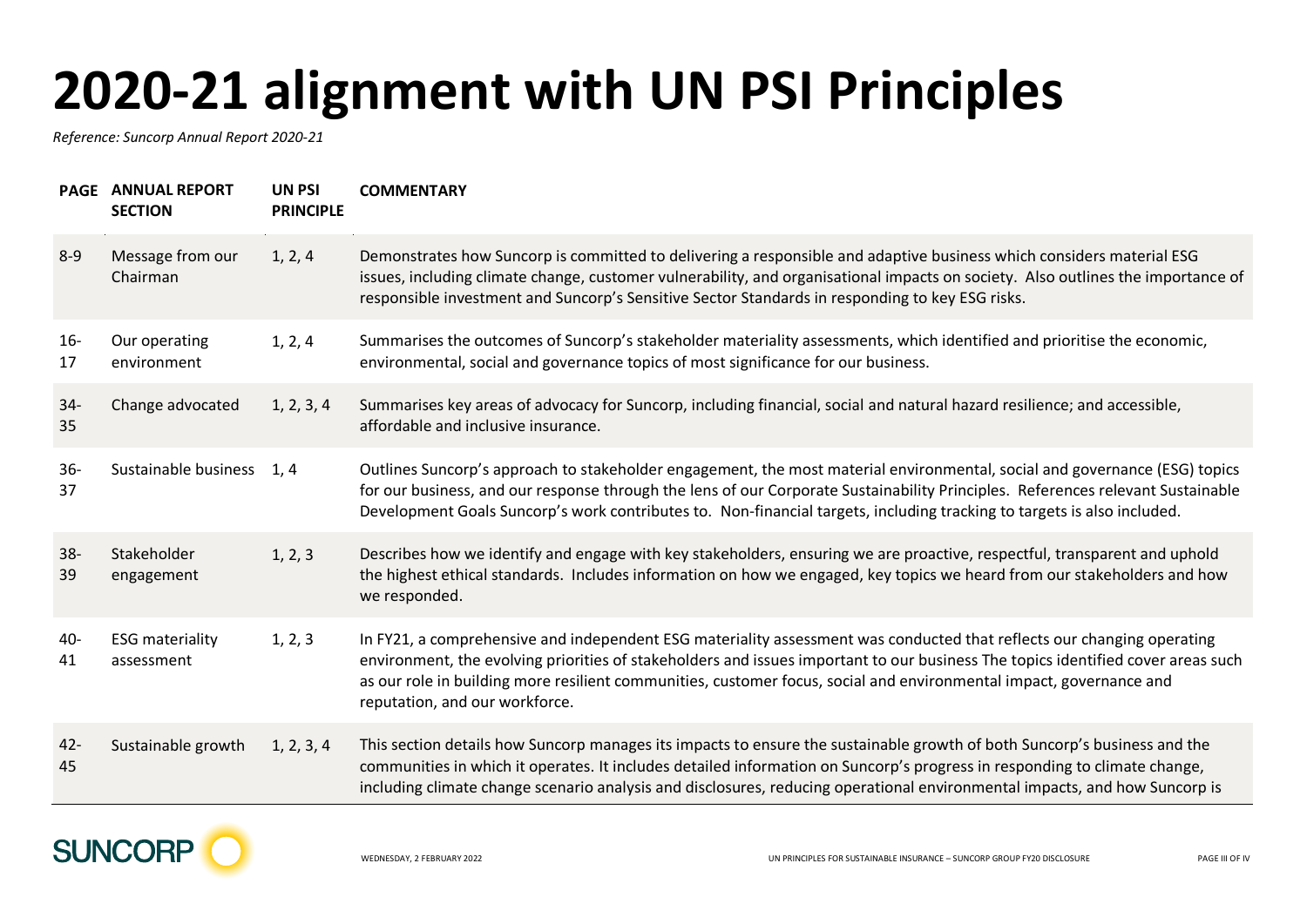# 2020-21 alignment with UN PSI Principles

*Reference: Suncorp Annual Report 2020-21*

| PAGE | ANNUAL REPORT SECTION | UN PSI PRINCIPLE | COMMENTARY |
|---|---|---|---|
| 8-9 | Message from our Chairman | 1, 2, 4 | Demonstrates how Suncorp is committed to delivering a responsible and adaptive business which considers material ESG issues, including climate change, customer vulnerability, and organisational impacts on society. Also outlines the importance of responsible investment and Suncorp's Sensitive Sector Standards in responding to key ESG risks. |
| 16-17 | Our operating environment | 1, 2, 4 | Summarises the outcomes of Suncorp's stakeholder materiality assessments, which identified and prioritise the economic, environmental, social and governance topics of most significance for our business. |
| 34-35 | Change advocated | 1, 2, 3, 4 | Summarises key areas of advocacy for Suncorp, including financial, social and natural hazard resilience; and accessible, affordable and inclusive insurance. |
| 36-37 | Sustainable business | 1, 4 | Outlines Suncorp's approach to stakeholder engagement, the most material environmental, social and governance (ESG) topics for our business, and our response through the lens of our Corporate Sustainability Principles. References relevant Sustainable Development Goals Suncorp's work contributes to. Non-financial targets, including tracking to targets is also included. |
| 38-39 | Stakeholder engagement | 1, 2, 3 | Describes how we identify and engage with key stakeholders, ensuring we are proactive, respectful, transparent and uphold the highest ethical standards. Includes information on how we engaged, key topics we heard from our stakeholders and how we responded. |
| 40-41 | ESG materiality assessment | 1, 2, 3 | In FY21, a comprehensive and independent ESG materiality assessment was conducted that reflects our changing operating environment, the evolving priorities of stakeholders and issues important to our business The topics identified cover areas such as our role in building more resilient communities, customer focus, social and environmental impact, governance and reputation, and our workforce. |
| 42-45 | Sustainable growth | 1, 2, 3, 4 | This section details how Suncorp manages its impacts to ensure the sustainable growth of both Suncorp's business and the communities in which it operates. It includes detailed information on Suncorp's progress in responding to climate change, including climate change scenario analysis and disclosures, reducing operational environmental impacts, and how Suncorp is |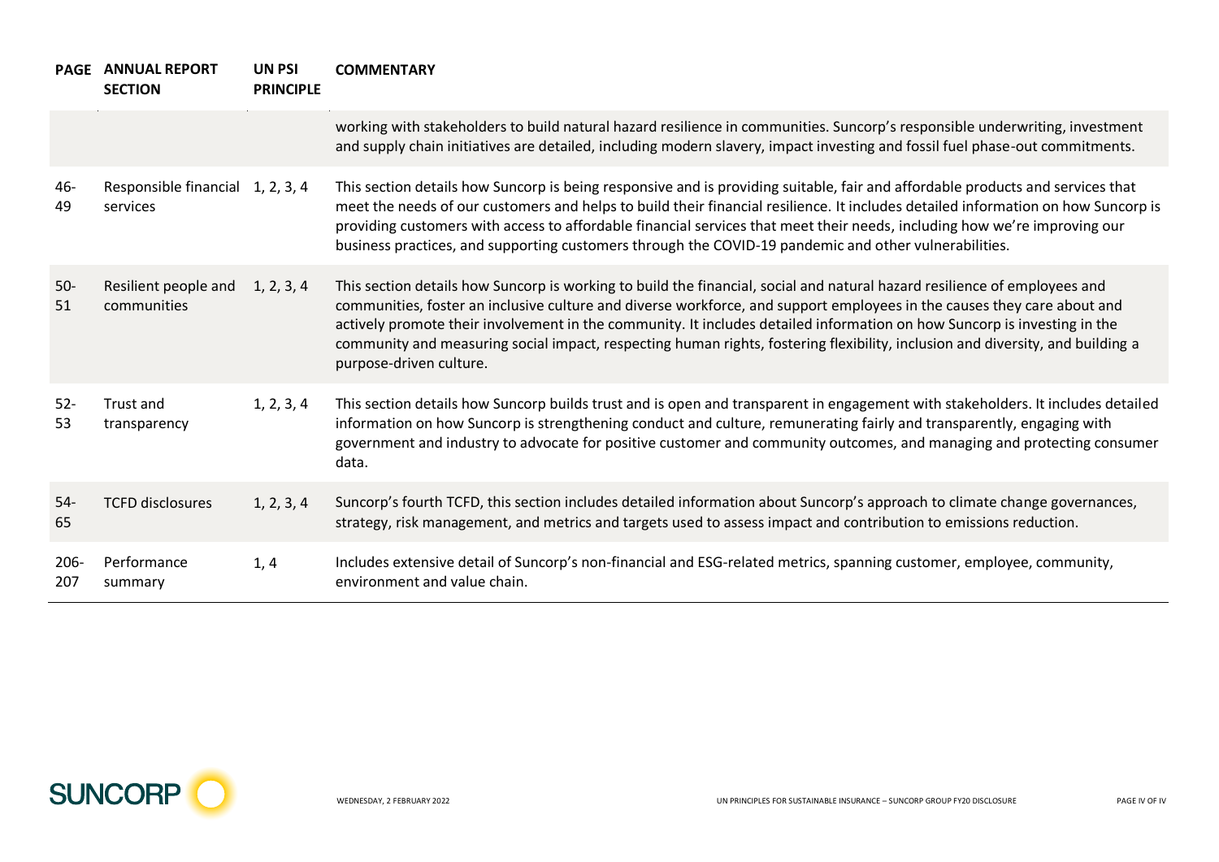| PAGE | ANNUAL REPORT SECTION | UN PSI PRINCIPLE | COMMENTARY |
|---|---|---|---|
| | | | working with stakeholders to build natural hazard resilience in communities. Suncorp's responsible underwriting, investment and supply chain initiatives are detailed, including modern slavery, impact investing and fossil fuel phase-out commitments. |
| 46-49 | Responsible financial services | 1, 2, 3, 4 | This section details how Suncorp is being responsive and is providing suitable, fair and affordable products and services that meet the needs of our customers and helps to build their financial resilience. It includes detailed information on how Suncorp is providing customers with access to affordable financial services that meet their needs, including how we're improving our business practices, and supporting customers through the COVID-19 pandemic and other vulnerabilities. |
| 50-51 | Resilient people and communities | 1, 2, 3, 4 | This section details how Suncorp is working to build the financial, social and natural hazard resilience of employees and communities, foster an inclusive culture and diverse workforce, and support employees in the causes they care about and actively promote their involvement in the community. It includes detailed information on how Suncorp is investing in the community and measuring social impact, respecting human rights, fostering flexibility, inclusion and diversity, and building a purpose-driven culture. |
| 52-53 | Trust and transparency | 1, 2, 3, 4 | This section details how Suncorp builds trust and is open and transparent in engagement with stakeholders. It includes detailed information on how Suncorp is strengthening conduct and culture, remunerating fairly and transparently, engaging with government and industry to advocate for positive customer and community outcomes, and managing and protecting consumer data. |
| 54-65 | TCFD disclosures | 1, 2, 3, 4 | Suncorp's fourth TCFD, this section includes detailed information about Suncorp's approach to climate change governances, strategy, risk management, and metrics and targets used to assess impact and contribution to emissions reduction. |
| 206-207 | Performance summary | 1, 4 | Includes extensive detail of Suncorp's non-financial and ESG-related metrics, spanning customer, employee, community, environment and value chain. |